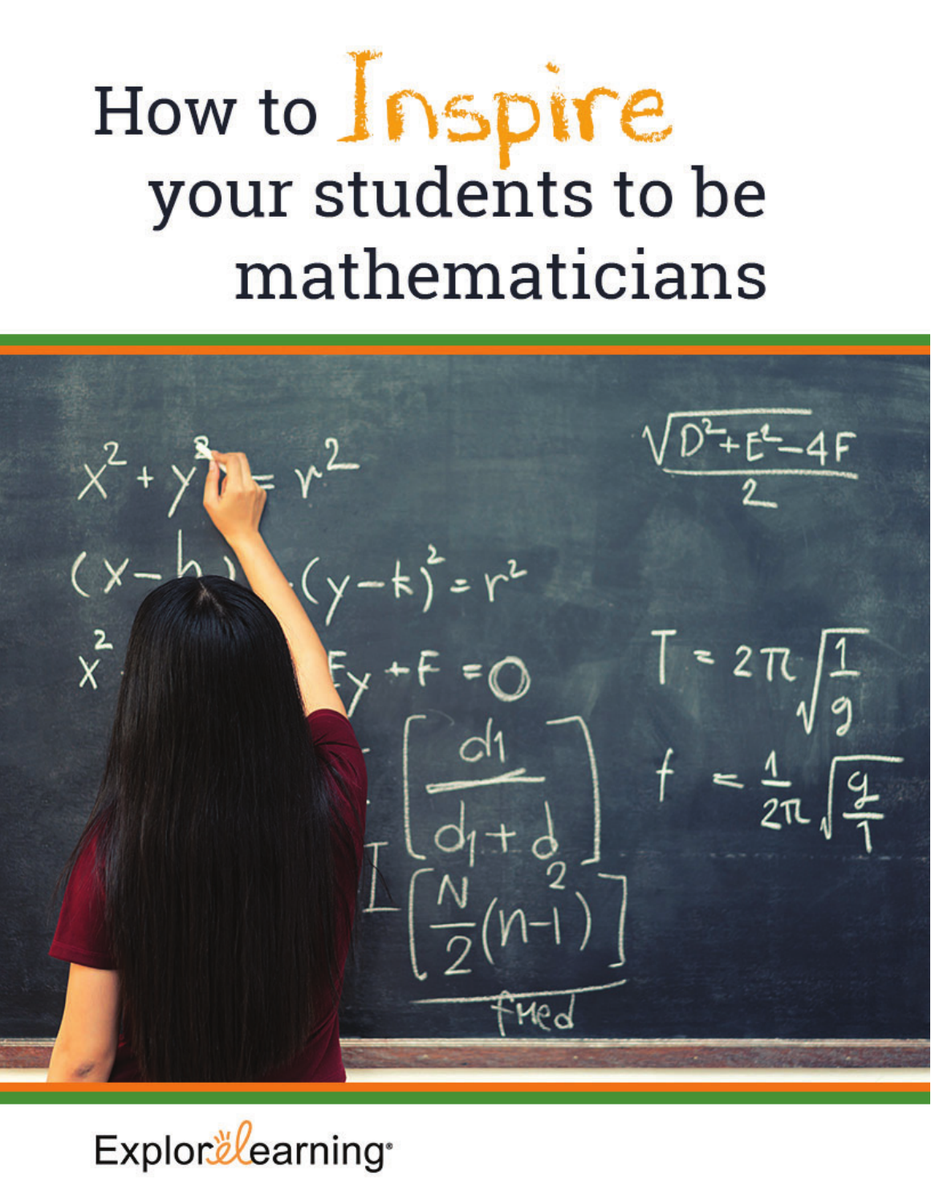# How to Inspire your students to be mathematicians

ExploreLearning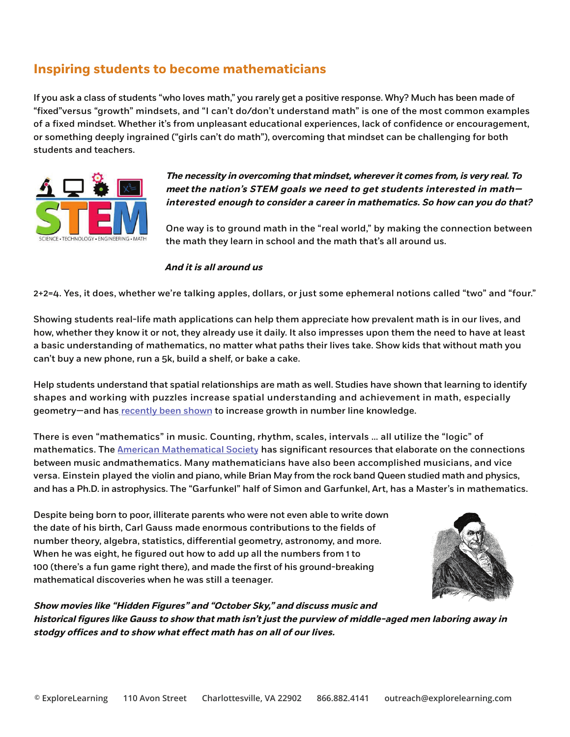## Inspiring students to become mathematicians

If you ask a class of students "who loves math," you rarely get a positive response. Why? Much has been made of "fixed"versus "growth" mindsets, and "I can't do/don't understand math" is one of the most common examples of a fixed mindset. Whether it's from unpleasant educational experiences, lack of confidence or encouragement, or something deeply ingrained ("girls can't do math"), overcoming that mindset can be challenging for both students and teachers.

***The necessity in overcoming that mindset, wherever it comes from, is very real. To meet the nation's STEM goals we need to get students interested in math—interested enough to consider a career in mathematics. So how can you do that?***

One way is to ground math in the "real world," by making the connection between the math they learn in school and the math that's all around us.

***And it is all around us***

2+2=4. Yes, it does, whether we're talking apples, dollars, or just some ephemeral notions called "two" and "four."

Showing students real-life math applications can help them appreciate how prevalent math is in our lives, and how, whether they know it or not, they already use it daily. It also impresses upon them the need to have at least a basic understanding of mathematics, no matter what paths their lives take. Show kids that without math you can't buy a new phone, run a 5k, build a shelf, or bake a cake.

Help students understand that spatial relationships are math as well. Studies have shown that learning to identify shapes and working with puzzles increase spatial understanding and achievement in math, especially geometry—and has recently been shown to increase growth in number line knowledge.

There is even "mathematics" in music. Counting, rhythm, scales, intervals ... all utilize the "logic" of mathematics. The American Mathematical Society has significant resources that elaborate on the connections between music andmathematics. Many mathematicians have also been accomplished musicians, and vice versa. Einstein played the violin and piano, while Brian May from the rock band Queen studied math and physics, and has a Ph.D. in astrophysics. The "Garfunkel" half of Simon and Garfunkel, Art, has a Master's in mathematics.

Despite being born to poor, illiterate parents who were not even able to write down the date of his birth, Carl Gauss made enormous contributions to the fields of number theory, algebra, statistics, differential geometry, astronomy, and more. When he was eight, he figured out how to add up all the numbers from 1 to 100 (there's a fun game right there), and made the first of his ground-breaking mathematical discoveries when he was still a teenager.

***Show movies like "Hidden Figures" and "October Sky," and discuss music and historical figures like Gauss to show that math isn't just the purview of middle-aged men laboring away in stodgy offices and to show what effect math has on all of our lives.***

© ExploreLearning 110 Avon Street Charlottesville, VA 22902 866.882.4141 outreach@explorelearning.com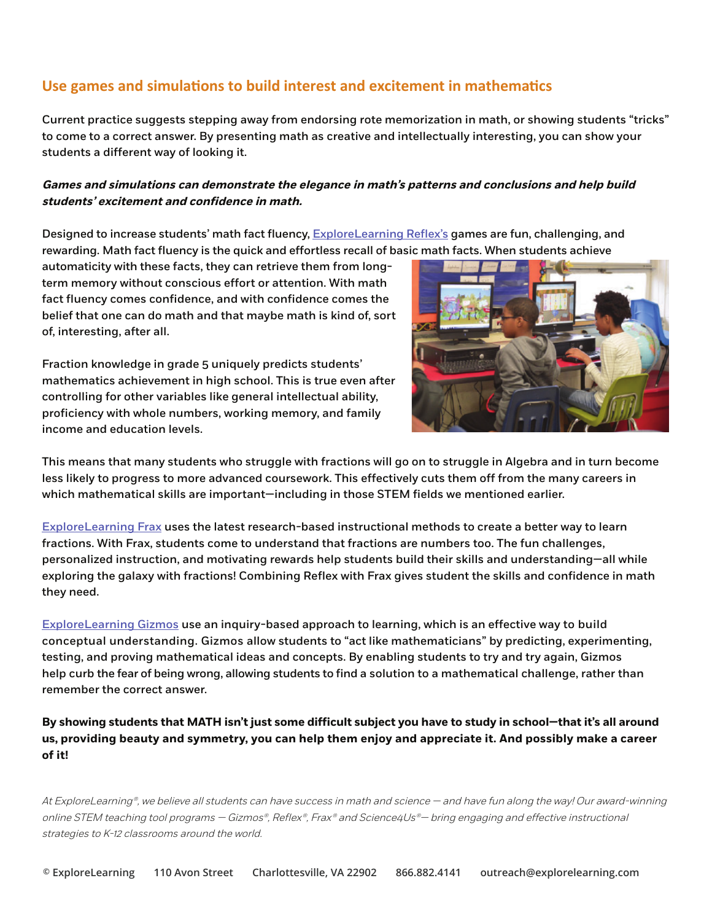## Use games and simulations to build interest and excitement in mathematics

Current practice suggests stepping away from endorsing rote memorization in math, or showing students "tricks" to come to a correct answer. By presenting math as creative and intellectually interesting, you can show your students a different way of looking it.

***Games and simulations can demonstrate the elegance in math's patterns and conclusions and help build students' excitement and confidence in math.***

Designed to increase students' math fact fluency, ExploreLearning Reflex's games are fun, challenging, and rewarding. Math fact fluency is the quick and effortless recall of basic math facts. When students achieve automaticity with these facts, they can retrieve them from long-term memory without conscious effort or attention. With math fact fluency comes confidence, and with confidence comes the belief that one can do math and that maybe math is kind of, sort of, interesting, after all.

Fraction knowledge in grade 5 uniquely predicts students' mathematics achievement in high school. This is true even after controlling for other variables like general intellectual ability, proficiency with whole numbers, working memory, and family income and education levels.

This means that many students who struggle with fractions will go on to struggle in Algebra and in turn become less likely to progress to more advanced coursework. This effectively cuts them off from the many careers in which mathematical skills are important—including in those STEM fields we mentioned earlier.

ExploreLearning Frax uses the latest research-based instructional methods to create a better way to learn fractions. With Frax, students come to understand that fractions are numbers too. The fun challenges, personalized instruction, and motivating rewards help students build their skills and understanding—all while exploring the galaxy with fractions! Combining Reflex with Frax gives student the skills and confidence in math they need.

ExploreLearning Gizmos use an inquiry-based approach to learning, which is an effective way to build conceptual understanding. Gizmos allow students to "act like mathematicians" by predicting, experimenting, testing, and proving mathematical ideas and concepts. By enabling students to try and try again, Gizmos help curb the fear of being wrong, allowing students to find a solution to a mathematical challenge, rather than remember the correct answer.

**By showing students that MATH isn't just some difficult subject you have to study in school—that it's all around us, providing beauty and symmetry, you can help them enjoy and appreciate it. And possibly make a career of it!**

*At ExploreLearning®, we believe all students can have success in math and science — and have fun along the way! Our award-winning online STEM teaching tool programs — Gizmos®, Reflex®, Frax® and Science4Us®— bring engaging and effective instructional strategies to K-12 classrooms around the world.*

© ExploreLearning 110 Avon Street Charlottesville, VA 22902 866.882.4141 outreach@explorelearning.com